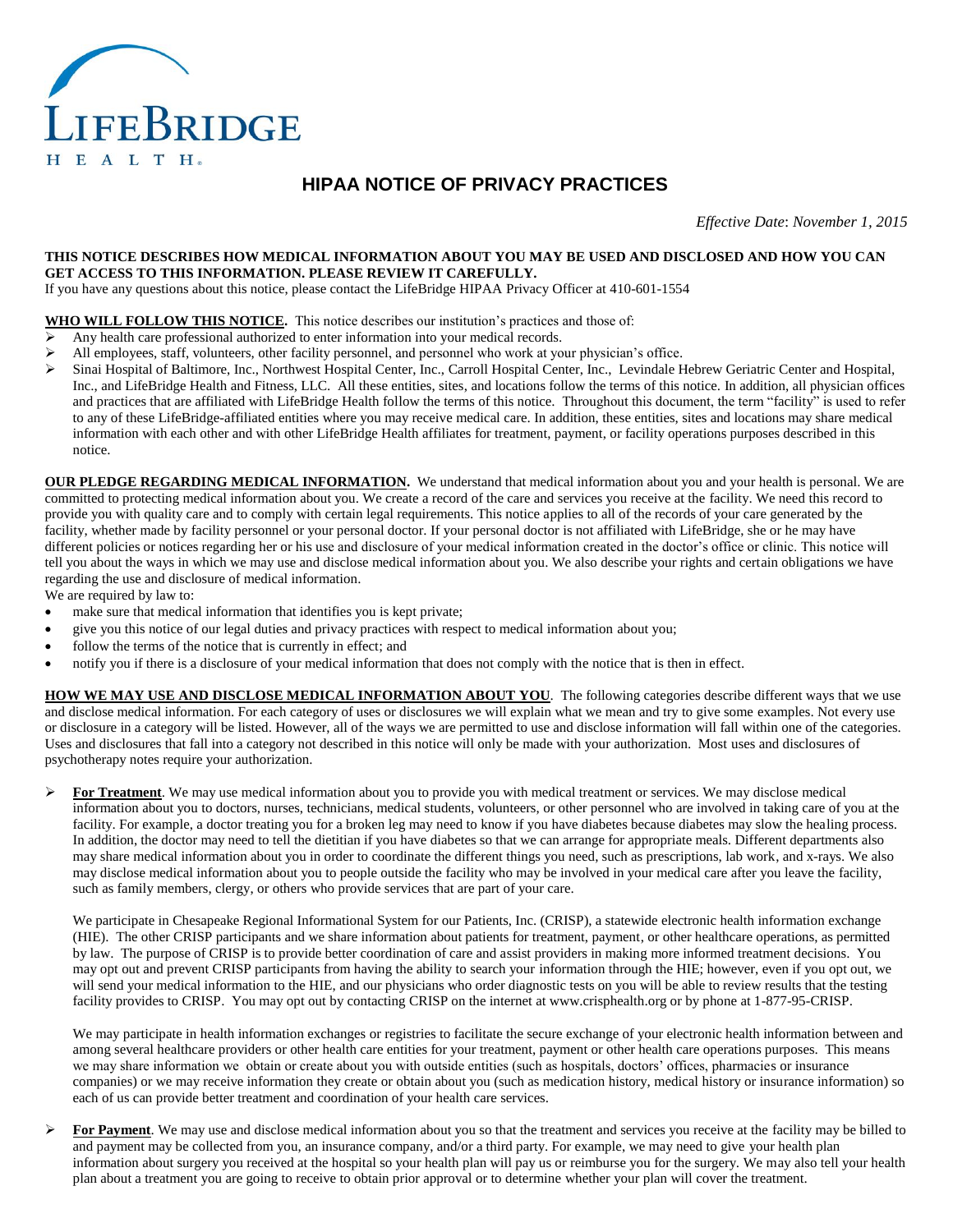LifeBridge Health

# HIPAA NOTICE OF PRIVACY PRACTICES

*Effective Date*: *November 1, 2015*

**THIS NOTICE DESCRIBES HOW MEDICAL INFORMATION ABOUT YOU MAY BE USED AND DISCLOSED AND HOW YOU CAN GET ACCESS TO THIS INFORMATION. PLEASE REVIEW IT CAREFULLY.**

If you have any questions about this notice, please contact the LifeBridge HIPAA Privacy Officer at 410-601-1554

**WHO WILL FOLLOW THIS NOTICE.** This notice describes our institution's practices and those of:

- Any health care professional authorized to enter information into your medical records.
- All employees, staff, volunteers, other facility personnel, and personnel who work at your physician's office.
- Sinai Hospital of Baltimore, Inc., Northwest Hospital Center, Inc., Carroll Hospital Center, Inc., Levindale Hebrew Geriatric Center and Hospital, Inc., and LifeBridge Health and Fitness, LLC. All these entities, sites, and locations follow the terms of this notice. In addition, all physician offices and practices that are affiliated with LifeBridge Health follow the terms of this notice. Throughout this document, the term "facility" is used to refer to any of these LifeBridge-affiliated entities where you may receive medical care. In addition, these entities, sites and locations may share medical information with each other and with other LifeBridge Health affiliates for treatment, payment, or facility operations purposes described in this notice.

**OUR PLEDGE REGARDING MEDICAL INFORMATION.** We understand that medical information about you and your health is personal. We are committed to protecting medical information about you. We create a record of the care and services you receive at the facility. We need this record to provide you with quality care and to comply with certain legal requirements. This notice applies to all of the records of your care generated by the facility, whether made by facility personnel or your personal doctor. If your personal doctor is not affiliated with LifeBridge, she or he may have different policies or notices regarding her or his use and disclosure of your medical information created in the doctor's office or clinic. This notice will tell you about the ways in which we may use and disclose medical information about you. We also describe your rights and certain obligations we have regarding the use and disclosure of medical information.

We are required by law to:

- make sure that medical information that identifies you is kept private;
- give you this notice of our legal duties and privacy practices with respect to medical information about you;
- follow the terms of the notice that is currently in effect; and
- notify you if there is a disclosure of your medical information that does not comply with the notice that is then in effect.

**HOW WE MAY USE AND DISCLOSE MEDICAL INFORMATION ABOUT YOU**. The following categories describe different ways that we use and disclose medical information. For each category of uses or disclosures we will explain what we mean and try to give some examples. Not every use or disclosure in a category will be listed. However, all of the ways we are permitted to use and disclose information will fall within one of the categories. Uses and disclosures that fall into a category not described in this notice will only be made with your authorization. Most uses and disclosures of psychotherapy notes require your authorization.

- **For Treatment**. We may use medical information about you to provide you with medical treatment or services. We may disclose medical information about you to doctors, nurses, technicians, medical students, volunteers, or other personnel who are involved in taking care of you at the facility. For example, a doctor treating you for a broken leg may need to know if you have diabetes because diabetes may slow the healing process. In addition, the doctor may need to tell the dietitian if you have diabetes so that we can arrange for appropriate meals. Different departments also may share medical information about you in order to coordinate the different things you need, such as prescriptions, lab work, and x-rays. We also may disclose medical information about you to people outside the facility who may be involved in your medical care after you leave the facility, such as family members, clergy, or others who provide services that are part of your care.

  We participate in Chesapeake Regional Informational System for our Patients, Inc. (CRISP), a statewide electronic health information exchange (HIE). The other CRISP participants and we share information about patients for treatment, payment, or other healthcare operations, as permitted by law. The purpose of CRISP is to provide better coordination of care and assist providers in making more informed treatment decisions. You may opt out and prevent CRISP participants from having the ability to search your information through the HIE; however, even if you opt out, we will send your medical information to the HIE, and our physicians who order diagnostic tests on you will be able to review results that the testing facility provides to CRISP. You may opt out by contacting CRISP on the internet at www.crisphealth.org or by phone at 1-877-95-CRISP.

  We may participate in health information exchanges or registries to facilitate the secure exchange of your electronic health information between and among several healthcare providers or other health care entities for your treatment, payment or other health care operations purposes. This means we may share information we obtain or create about you with outside entities (such as hospitals, doctors' offices, pharmacies or insurance companies) or we may receive information they create or obtain about you (such as medication history, medical history or insurance information) so each of us can provide better treatment and coordination of your health care services.

- **For Payment**. We may use and disclose medical information about you so that the treatment and services you receive at the facility may be billed to and payment may be collected from you, an insurance company, and/or a third party. For example, we may need to give your health plan information about surgery you received at the hospital so your health plan will pay us or reimburse you for the surgery. We may also tell your health plan about a treatment you are going to receive to obtain prior approval or to determine whether your plan will cover the treatment.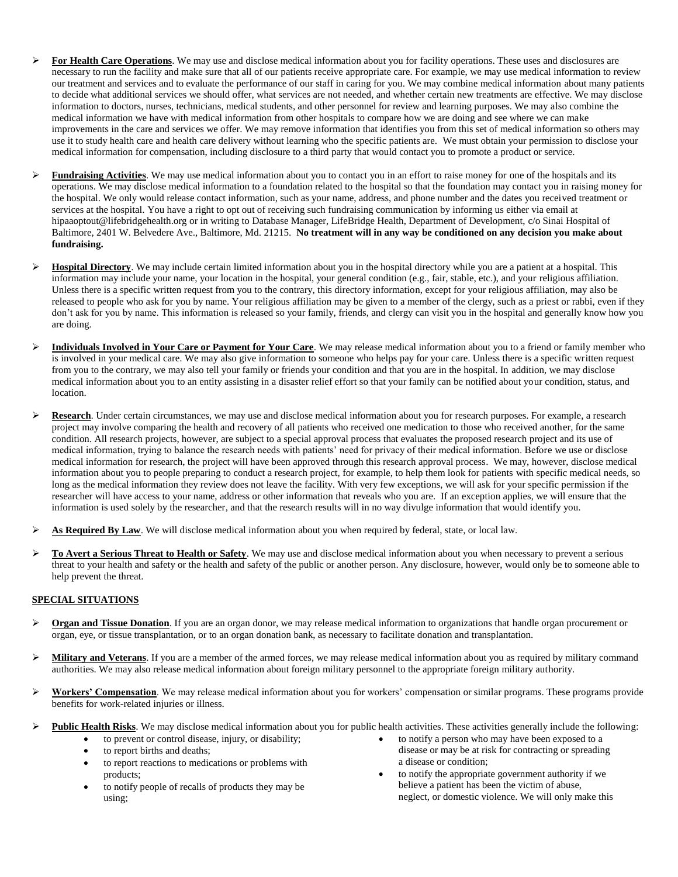- **For Health Care Operations**. We may use and disclose medical information about you for facility operations. These uses and disclosures are necessary to run the facility and make sure that all of our patients receive appropriate care. For example, we may use medical information to review our treatment and services and to evaluate the performance of our staff in caring for you. We may combine medical information about many patients to decide what additional services we should offer, what services are not needed, and whether certain new treatments are effective. We may disclose information to doctors, nurses, technicians, medical students, and other personnel for review and learning purposes. We may also combine the medical information we have with medical information from other hospitals to compare how we are doing and see where we can make improvements in the care and services we offer. We may remove information that identifies you from this set of medical information so others may use it to study health care and health care delivery without learning who the specific patients are. We must obtain your permission to disclose your medical information for compensation, including disclosure to a third party that would contact you to promote a product or service.

- **Fundraising Activities**. We may use medical information about you to contact you in an effort to raise money for one of the hospitals and its operations. We may disclose medical information to a foundation related to the hospital so that the foundation may contact you in raising money for the hospital. We only would release contact information, such as your name, address, and phone number and the dates you received treatment or services at the hospital. You have a right to opt out of receiving such fundraising communication by informing us either via email at hipaaoptout@lifebridgehealth.org or in writing to Database Manager, LifeBridge Health, Department of Development, c/o Sinai Hospital of Baltimore, 2401 W. Belvedere Ave., Baltimore, Md. 21215. **No treatment will in any way be conditioned on any decision you make about fundraising.**

- **Hospital Directory**. We may include certain limited information about you in the hospital directory while you are a patient at a hospital. This information may include your name, your location in the hospital, your general condition (e.g., fair, stable, etc.), and your religious affiliation. Unless there is a specific written request from you to the contrary, this directory information, except for your religious affiliation, may also be released to people who ask for you by name. Your religious affiliation may be given to a member of the clergy, such as a priest or rabbi, even if they don't ask for you by name. This information is released so your family, friends, and clergy can visit you in the hospital and generally know how you are doing.

- **Individuals Involved in Your Care or Payment for Your Care**. We may release medical information about you to a friend or family member who is involved in your medical care. We may also give information to someone who helps pay for your care. Unless there is a specific written request from you to the contrary, we may also tell your family or friends your condition and that you are in the hospital. In addition, we may disclose medical information about you to an entity assisting in a disaster relief effort so that your family can be notified about your condition, status, and location.

- **Research**. Under certain circumstances, we may use and disclose medical information about you for research purposes. For example, a research project may involve comparing the health and recovery of all patients who received one medication to those who received another, for the same condition. All research projects, however, are subject to a special approval process that evaluates the proposed research project and its use of medical information, trying to balance the research needs with patients' need for privacy of their medical information. Before we use or disclose medical information for research, the project will have been approved through this research approval process. We may, however, disclose medical information about you to people preparing to conduct a research project, for example, to help them look for patients with specific medical needs, so long as the medical information they review does not leave the facility. With very few exceptions, we will ask for your specific permission if the researcher will have access to your name, address or other information that reveals who you are. If an exception applies, we will ensure that the information is used solely by the researcher, and that the research results will in no way divulge information that would identify you.

- **As Required By Law**. We will disclose medical information about you when required by federal, state, or local law.

- **To Avert a Serious Threat to Health or Safety**. We may use and disclose medical information about you when necessary to prevent a serious threat to your health and safety or the health and safety of the public or another person. Any disclosure, however, would only be to someone able to help prevent the threat.

## SPECIAL SITUATIONS

- **Organ and Tissue Donation**. If you are an organ donor, we may release medical information to organizations that handle organ procurement or organ, eye, or tissue transplantation, or to an organ donation bank, as necessary to facilitate donation and transplantation.

- **Military and Veterans**. If you are a member of the armed forces, we may release medical information about you as required by military command authorities. We may also release medical information about foreign military personnel to the appropriate foreign military authority.

- **Workers' Compensation**. We may release medical information about you for workers' compensation or similar programs. These programs provide benefits for work-related injuries or illness.

- **Public Health Risks**. We may disclose medical information about you for public health activities. These activities generally include the following:
  - to prevent or control disease, injury, or disability;
  - to report births and deaths;
  - to report reactions to medications or problems with products;
  - to notify people of recalls of products they may be using;
  - to notify a person who may have been exposed to a disease or may be at risk for contracting or spreading a disease or condition;
  - to notify the appropriate government authority if we believe a patient has been the victim of abuse, neglect, or domestic violence. We will only make this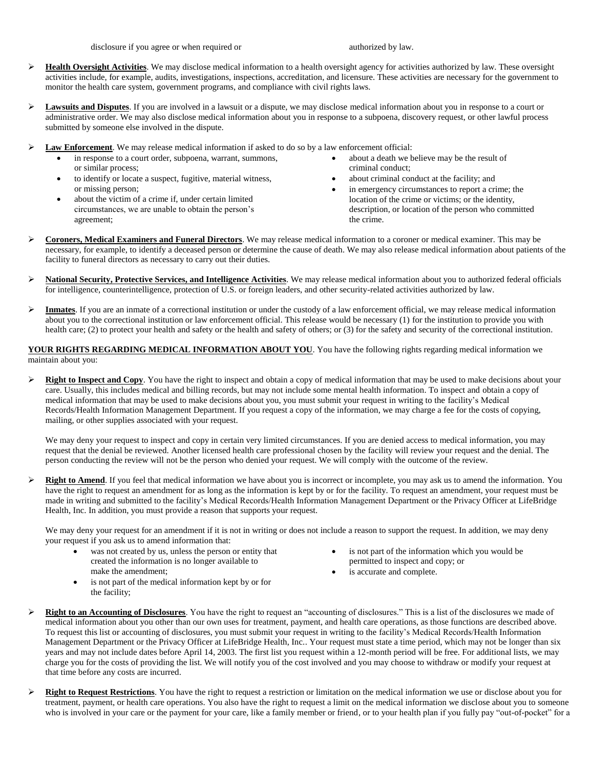disclosure if you agree or when required or authorized by law.

- **Health Oversight Activities**. We may disclose medical information to a health oversight agency for activities authorized by law. These oversight activities include, for example, audits, investigations, inspections, accreditation, and licensure. These activities are necessary for the government to monitor the health care system, government programs, and compliance with civil rights laws.

- **Lawsuits and Disputes**. If you are involved in a lawsuit or a dispute, we may disclose medical information about you in response to a court or administrative order. We may also disclose medical information about you in response to a subpoena, discovery request, or other lawful process submitted by someone else involved in the dispute.

- **Law Enforcement**. We may release medical information if asked to do so by a law enforcement official:
    - in response to a court order, subpoena, warrant, summons, or similar process;
    - to identify or locate a suspect, fugitive, material witness, or missing person;
    - about the victim of a crime if, under certain limited circumstances, we are unable to obtain the person's agreement;
    - about a death we believe may be the result of criminal conduct;
    - about criminal conduct at the facility; and
    - in emergency circumstances to report a crime; the location of the crime or victims; or the identity, description, or location of the person who committed the crime.

- **Coroners, Medical Examiners and Funeral Directors**. We may release medical information to a coroner or medical examiner. This may be necessary, for example, to identify a deceased person or determine the cause of death. We may also release medical information about patients of the facility to funeral directors as necessary to carry out their duties.

- **National Security, Protective Services, and Intelligence Activities**. We may release medical information about you to authorized federal officials for intelligence, counterintelligence, protection of U.S. or foreign leaders, and other security-related activities authorized by law.

- **Inmates**. If you are an inmate of a correctional institution or under the custody of a law enforcement official, we may release medical information about you to the correctional institution or law enforcement official. This release would be necessary (1) for the institution to provide you with health care; (2) to protect your health and safety or the health and safety of others; or (3) for the safety and security of the correctional institution.

**YOUR RIGHTS REGARDING MEDICAL INFORMATION ABOUT YOU**. You have the following rights regarding medical information we maintain about you:

- **Right to Inspect and Copy**. You have the right to inspect and obtain a copy of medical information that may be used to make decisions about your care. Usually, this includes medical and billing records, but may not include some mental health information. To inspect and obtain a copy of medical information that may be used to make decisions about you, you must submit your request in writing to the facility's Medical Records/Health Information Management Department. If you request a copy of the information, we may charge a fee for the costs of copying, mailing, or other supplies associated with your request.

  We may deny your request to inspect and copy in certain very limited circumstances. If you are denied access to medical information, you may request that the denial be reviewed. Another licensed health care professional chosen by the facility will review your request and the denial. The person conducting the review will not be the person who denied your request. We will comply with the outcome of the review.

- **Right to Amend**. If you feel that medical information we have about you is incorrect or incomplete, you may ask us to amend the information. You have the right to request an amendment for as long as the information is kept by or for the facility. To request an amendment, your request must be made in writing and submitted to the facility's Medical Records/Health Information Management Department or the Privacy Officer at LifeBridge Health, Inc. In addition, you must provide a reason that supports your request.

  We may deny your request for an amendment if it is not in writing or does not include a reason to support the request. In addition, we may deny your request if you ask us to amend information that:
    - was not created by us, unless the person or entity that created the information is no longer available to make the amendment;
    - is not part of the medical information kept by or for the facility;
    - is not part of the information which you would be permitted to inspect and copy; or
    - is accurate and complete.

- **Right to an Accounting of Disclosures**. You have the right to request an "accounting of disclosures." This is a list of the disclosures we made of medical information about you other than our own uses for treatment, payment, and health care operations, as those functions are described above. To request this list or accounting of disclosures, you must submit your request in writing to the facility's Medical Records/Health Information Management Department or the Privacy Officer at LifeBridge Health, Inc.. Your request must state a time period, which may not be longer than six years and may not include dates before April 14, 2003. The first list you request within a 12-month period will be free. For additional lists, we may charge you for the costs of providing the list. We will notify you of the cost involved and you may choose to withdraw or modify your request at that time before any costs are incurred.

- **Right to Request Restrictions**. You have the right to request a restriction or limitation on the medical information we use or disclose about you for treatment, payment, or health care operations. You also have the right to request a limit on the medical information we disclose about you to someone who is involved in your care or the payment for your care, like a family member or friend, or to your health plan if you fully pay "out-of-pocket" for a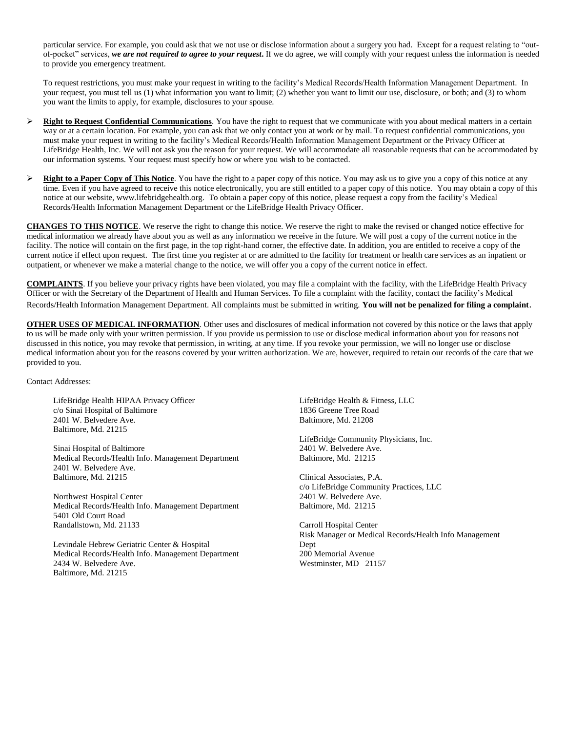particular service. For example, you could ask that we not use or disclose information about a surgery you had. Except for a request relating to "out-of-pocket" services, ***we are not required to agree to your request***. If we do agree, we will comply with your request unless the information is needed to provide you emergency treatment.

To request restrictions, you must make your request in writing to the facility's Medical Records/Health Information Management Department. In your request, you must tell us (1) what information you want to limit; (2) whether you want to limit our use, disclosure, or both; and (3) to whom you want the limits to apply, for example, disclosures to your spouse.

- **Right to Request Confidential Communications**. You have the right to request that we communicate with you about medical matters in a certain way or at a certain location. For example, you can ask that we only contact you at work or by mail. To request confidential communications, you must make your request in writing to the facility's Medical Records/Health Information Management Department or the Privacy Officer at LifeBridge Health, Inc. We will not ask you the reason for your request. We will accommodate all reasonable requests that can be accommodated by our information systems. Your request must specify how or where you wish to be contacted.

- **Right to a Paper Copy of This Notice**. You have the right to a paper copy of this notice. You may ask us to give you a copy of this notice at any time. Even if you have agreed to receive this notice electronically, you are still entitled to a paper copy of this notice. You may obtain a copy of this notice at our website, www.lifebridgehealth.org. To obtain a paper copy of this notice, please request a copy from the facility's Medical Records/Health Information Management Department or the LifeBridge Health Privacy Officer.

**CHANGES TO THIS NOTICE**. We reserve the right to change this notice. We reserve the right to make the revised or changed notice effective for medical information we already have about you as well as any information we receive in the future. We will post a copy of the current notice in the facility. The notice will contain on the first page, in the top right-hand corner, the effective date. In addition, you are entitled to receive a copy of the current notice if effect upon request. The first time you register at or are admitted to the facility for treatment or health care services as an inpatient or outpatient, or whenever we make a material change to the notice, we will offer you a copy of the current notice in effect.

**COMPLAINTS**. If you believe your privacy rights have been violated, you may file a complaint with the facility, with the LifeBridge Health Privacy Officer or with the Secretary of the Department of Health and Human Services. To file a complaint with the facility, contact the facility's Medical Records/Health Information Management Department. All complaints must be submitted in writing. **You will not be penalized for filing a complaint**.

**OTHER USES OF MEDICAL INFORMATION**. Other uses and disclosures of medical information not covered by this notice or the laws that apply to us will be made only with your written permission. If you provide us permission to use or disclose medical information about you for reasons not discussed in this notice, you may revoke that permission, in writing, at any time. If you revoke your permission, we will no longer use or disclose medical information about you for the reasons covered by your written authorization. We are, however, required to retain our records of the care that we provided to you.

Contact Addresses:

LifeBridge Health HIPAA Privacy Officer
c/o Sinai Hospital of Baltimore
2401 W. Belvedere Ave.
Baltimore, Md. 21215

Sinai Hospital of Baltimore
Medical Records/Health Info. Management Department
2401 W. Belvedere Ave.
Baltimore, Md. 21215

Northwest Hospital Center
Medical Records/Health Info. Management Department
5401 Old Court Road
Randallstown, Md. 21133

Levindale Hebrew Geriatric Center & Hospital
Medical Records/Health Info. Management Department
2434 W. Belvedere Ave.
Baltimore, Md. 21215

LifeBridge Health & Fitness, LLC
1836 Greene Tree Road
Baltimore, Md. 21208

LifeBridge Community Physicians, Inc.
2401 W. Belvedere Ave.
Baltimore, Md. 21215

Clinical Associates, P.A.
c/o LifeBridge Community Practices, LLC
2401 W. Belvedere Ave.
Baltimore, Md. 21215

Carroll Hospital Center
Risk Manager or Medical Records/Health Info Management Dept
200 Memorial Avenue
Westminster, MD 21157